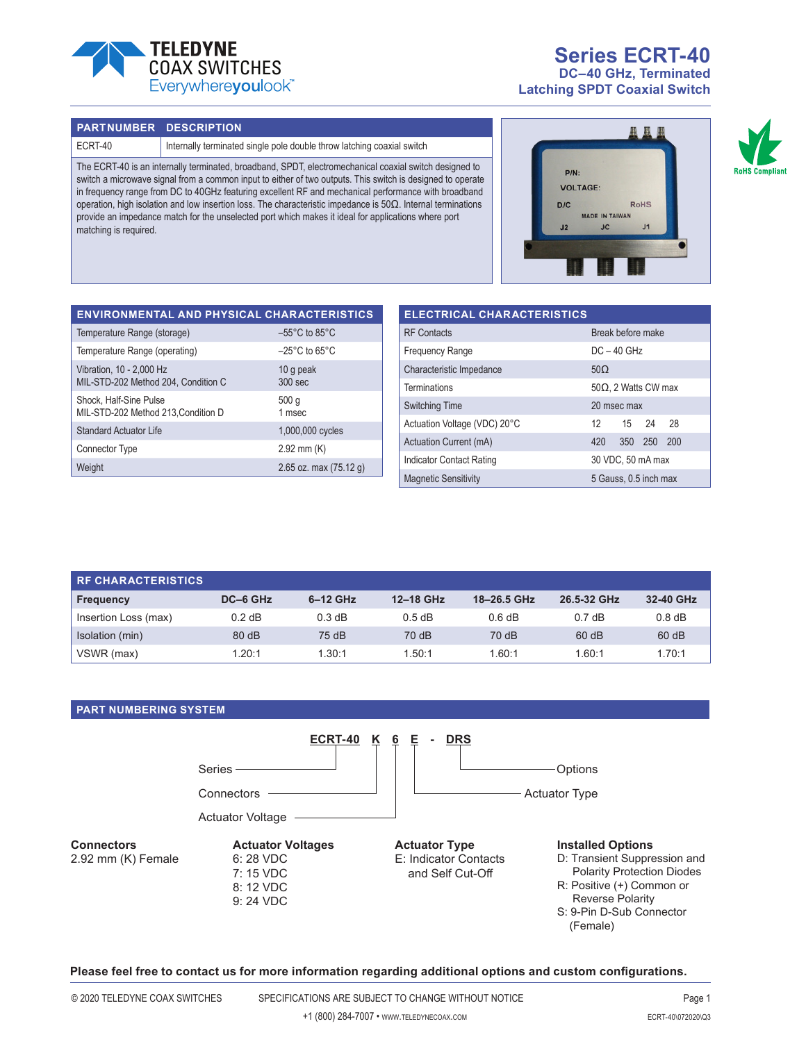# Series ECRT-40

## DC–40 GHz, Terminated Latching SPDT Coaxial Switch

| PARTNUMBER | DESCRIPTION |
|---|---|
| ECRT-40 | Internally terminated single pole double throw latching coaxial switch |

The ECRT-40 is an internally terminated, broadband, SPDT, electromechanical coaxial switch designed to switch a microwave signal from a common input to either of two outputs. This switch is designed to operate in frequency range from DC to 40GHz featuring excellent RF and mechanical performance with broadband operation, high isolation and low insertion loss. The characteristic impedance is 50Ω. Internal terminations provide an impedance match for the unselected port which makes it ideal for applications where port matching is required.

RoHS Compliant

## ENVIRONMENTAL AND PHYSICAL CHARACTERISTICS

| Characteristic | Value |
|---|---|
| Temperature Range (storage) | –55°C to 85°C |
| Temperature Range (operating) | –25°C to 65°C |
| Vibration, 10 - 2,000 Hz MIL-STD-202 Method 204, Condition C | 10 g peak 300 sec |
| Shock, Half-Sine Pulse MIL-STD-202 Method 213,Condition D | 500 g 1 msec |
| Standard Actuator Life | 1,000,000 cycles |
| Connector Type | 2.92 mm (K) |
| Weight | 2.65 oz. max (75.12 g) |

## ELECTRICAL CHARACTERISTICS

| Characteristic | Value |
|---|---|
| RF Contacts | Break before make |
| Frequency Range | DC – 40 GHz |
| Characteristic Impedance | 50Ω |
| Terminations | 50Ω, 2 Watts CW max |
| Switching Time | 20 msec max |
| Actuation Voltage (VDC) 20°C | 12 15 24 28 |
| Actuation Current (mA) | 420 350 250 200 |
| Indicator Contact Rating | 30 VDC, 50 mA max |
| Magnetic Sensitivity | 5 Gauss, 0.5 inch max |

## RF CHARACTERISTICS

| Frequency | DC–6 GHz | 6–12 GHz | 12–18 GHz | 18–26.5 GHz | 26.5-32 GHz | 32-40 GHz |
|---|---|---|---|---|---|---|
| Insertion Loss (max) | 0.2 dB | 0.3 dB | 0.5 dB | 0.6 dB | 0.7 dB | 0.8 dB |
| Isolation (min) | 80 dB | 75 dB | 70 dB | 70 dB | 60 dB | 60 dB |
| VSWR (max) | 1.20:1 | 1.30:1 | 1.50:1 | 1.60:1 | 1.60:1 | 1.70:1 |

## PART NUMBERING SYSTEM

**ECRT-40 K 6 E - DRS**

- ECRT-40: Series
- K: Connectors
- 6: Actuator Voltage
- E: Actuator Type
- DRS: Options

**Connectors**
2.92 mm (K) Female

**Actuator Voltages**
6: 28 VDC
7: 15 VDC
8: 12 VDC
9: 24 VDC

**Actuator Type**
E: Indicator Contacts and Self Cut-Off

**Installed Options**
D: Transient Suppression and Polarity Protection Diodes
R: Positive (+) Common or Reverse Polarity
S: 9-Pin D-Sub Connector (Female)

**Please feel free to contact us for more information regarding additional options and custom configurations.**

© 2020 TELEDYNE COAX SWITCHES SPECIFICATIONS ARE SUBJECT TO CHANGE WITHOUT NOTICE

+1 (800) 284-7007 • WWW.TELEDYNECOAX.COM

ECRT-40\072020\Q3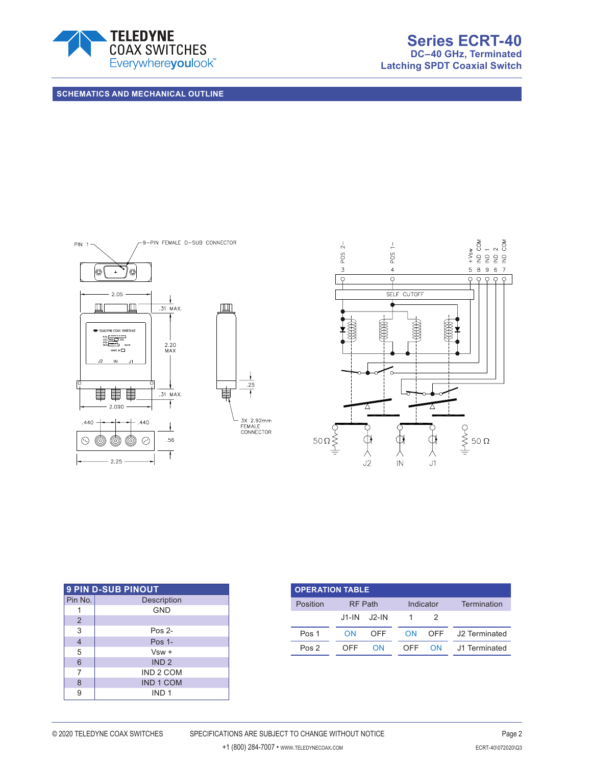## SCHEMATICS AND MECHANICAL OUTLINE

PIN 1

9-PIN FEMALE D-SUB CONNECTOR

2.05

.31 MAX.

2.20 MAX

.31 MAX.

2.090

.25

3X 2.92mm FEMALE CONNECTOR

.440 .440

.56

2.25

POS 2- POS 1- +Vsw IND COM IND 1 IND 2 IND COM

3 4 5 8 9 6 7

SELF CUTOFF

50Ω 50 Ω

J2 IN J1

| 9 PIN D-SUB PINOUT | |
|---|---|
| Pin No. | Description |
| 1 | GND |
| 2 | |
| 3 | Pos 2- |
| 4 | Pos 1- |
| 5 | Vsw + |
| 6 | IND 2 |
| 7 | IND 2 COM |
| 8 | IND 1 COM |
| 9 | IND 1 |

| OPERATION TABLE | | | | | |
|---|---|---|---|---|---|
| Position | RF Path | | Indicator | | Termination |
| | J1-IN | J2-IN | 1 | 2 | |
| Pos 1 | ON | OFF | ON | OFF | J2 Terminated |
| Pos 2 | OFF | ON | OFF | ON | J1 Terminated |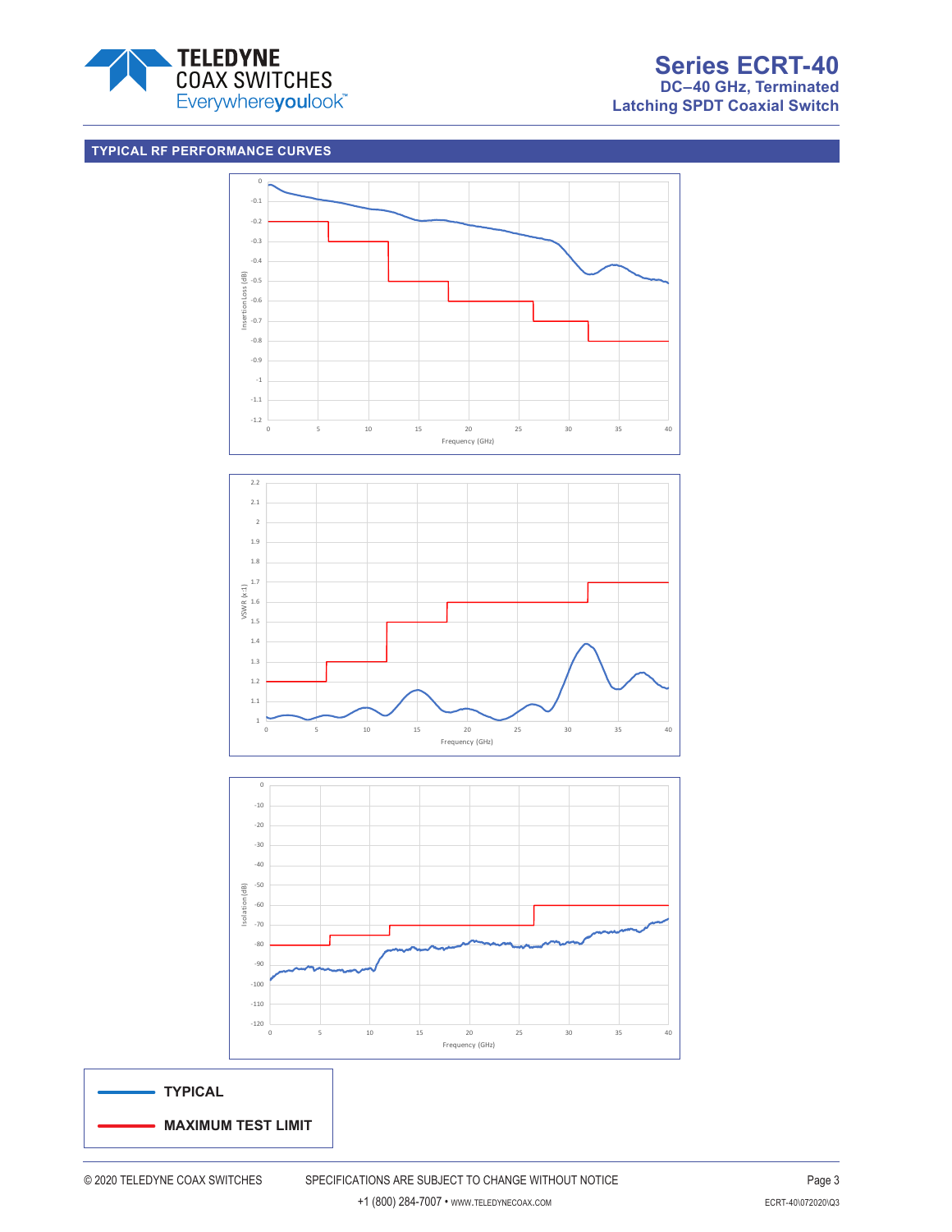## TYPICAL RF PERFORMANCE CURVES

Insertion Loss (dB)

0, -0.1, -0.2, -0.3, -0.4, -0.5, -0.6, -0.7, -0.8, -0.9, -1, -1.1, -1.2

0, 5, 10, 15, 20, 25, 30, 35, 40

Frequency (GHz)

VSWR (x:1)

2.2, 2.1, 2, 1.9, 1.8, 1.7, 1.6, 1.5, 1.4, 1.3, 1.2, 1.1, 1

0, 5, 10, 15, 20, 25, 30, 35, 40

Frequency (GHz)

Isolation (dB)

0, -10, -20, -30, -40, -50, -60, -70, -80, -90, -100, -110, -120

0, 5, 10, 15, 20, 25, 30, 35, 40

Frequency (GHz)

**TYPICAL**

**MAXIMUM TEST LIMIT**

© 2020 TELEDYNE COAX SWITCHES SPECIFICATIONS ARE SUBJECT TO CHANGE WITHOUT NOTICE

+1 (800) 284-7007 • WWW.TELEDYNECOAX.COM ECRT-40\072020\Q3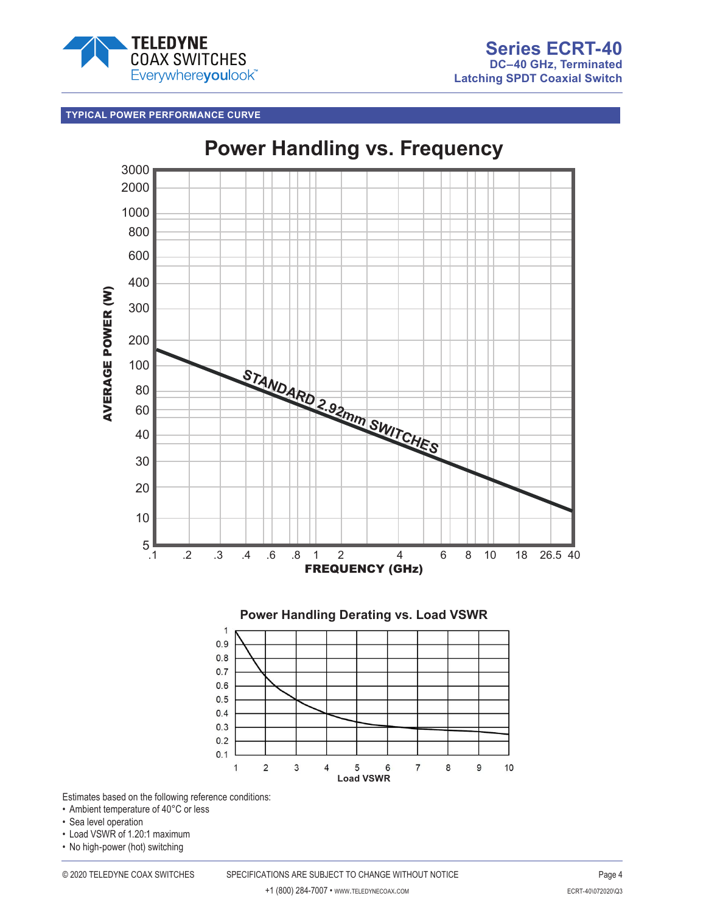## TYPICAL POWER PERFORMANCE CURVE

**Power Handling vs. Frequency**

**Power Handling Derating vs. Load VSWR**

Estimates based on the following reference conditions:

- Ambient temperature of 40°C or less
- Sea level operation
- Load VSWR of 1.20:1 maximum
- No high-power (hot) switching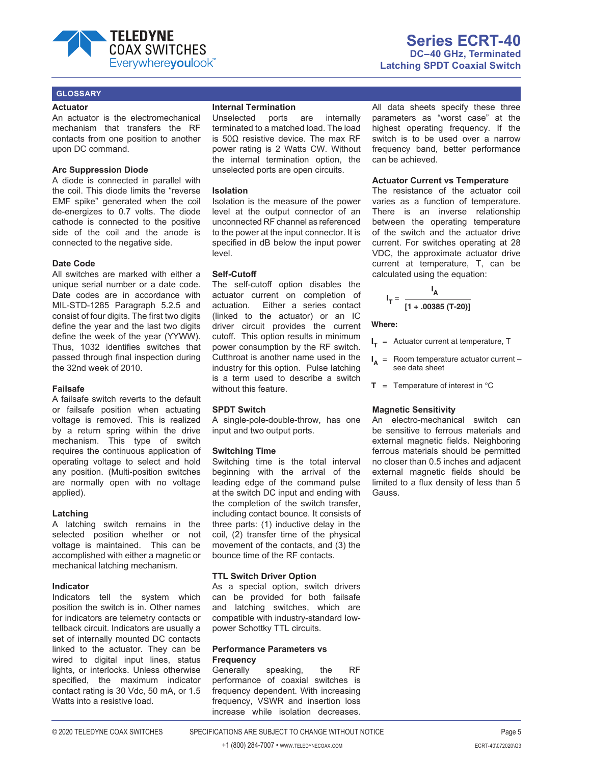## GLOSSARY

### Actuator

An actuator is the electromechanical mechanism that transfers the RF contacts from one position to another upon DC command.

### Arc Suppression Diode

A diode is connected in parallel with the coil. This diode limits the "reverse EMF spike" generated when the coil de-energizes to 0.7 volts. The diode cathode is connected to the positive side of the coil and the anode is connected to the negative side.

### Date Code

All switches are marked with either a unique serial number or a date code. Date codes are in accordance with MIL-STD-1285 Paragraph 5.2.5 and consist of four digits. The first two digits define the year and the last two digits define the week of the year (YYWW). Thus, 1032 identifies switches that passed through final inspection during the 32nd week of 2010.

### Failsafe

A failsafe switch reverts to the default or failsafe position when actuating voltage is removed. This is realized by a return spring within the drive mechanism. This type of switch requires the continuous application of operating voltage to select and hold any position. (Multi-position switches are normally open with no voltage applied).

### Latching

A latching switch remains in the selected position whether or not voltage is maintained. This can be accomplished with either a magnetic or mechanical latching mechanism.

### Indicator

Indicators tell the system which position the switch is in. Other names for indicators are telemetry contacts or tellback circuit. Indicators are usually a set of internally mounted DC contacts linked to the actuator. They can be wired to digital input lines, status lights, or interlocks. Unless otherwise specified, the maximum indicator contact rating is 30 Vdc, 50 mA, or 1.5 Watts into a resistive load.

### Internal Termination

Unselected ports are internally terminated to a matched load. The load is 50Ω resistive device. The max RF power rating is 2 Watts CW. Without the internal termination option, the unselected ports are open circuits.

### Isolation

Isolation is the measure of the power level at the output connector of an unconnected RF channel as referenced to the power at the input connector. It is specified in dB below the input power level.

### Self-Cutoff

The self-cutoff option disables the actuator current on completion of actuation. Either a series contact (linked to the actuator) or an IC driver circuit provides the current cutoff. This option results in minimum power consumption by the RF switch. Cutthroat is another name used in the industry for this option. Pulse latching is a term used to describe a switch without this feature.

### SPDT Switch

A single-pole-double-throw, has one input and two output ports.

### Switching Time

Switching time is the total interval beginning with the arrival of the leading edge of the command pulse at the switch DC input and ending with the completion of the switch transfer, including contact bounce. It consists of three parts: (1) inductive delay in the coil, (2) transfer time of the physical movement of the contacts, and (3) the bounce time of the RF contacts.

### TTL Switch Driver Option

As a special option, switch drivers can be provided for both failsafe and latching switches, which are compatible with industry-standard low-power Schottky TTL circuits.

### Performance Parameters vs Frequency

Generally speaking, the RF performance of coaxial switches is frequency dependent. With increasing frequency, VSWR and insertion loss increase while isolation decreases. All data sheets specify these three parameters as "worst case" at the highest operating frequency. If the switch is to be used over a narrow frequency band, better performance can be achieved.

### Actuator Current vs Temperature

The resistance of the actuator coil varies as a function of temperature. There is an inverse relationship between the operating temperature of the switch and the actuator drive current. For switches operating at 28 VDC, the approximate actuator drive current at temperature, T, can be calculated using the equation:

$$I_T = \frac{I_A}{[1 + .00385\,(T-20)]}$$

**Where:**

- $I_T$ = Actuator current at temperature, T
- $I_A$ = Room temperature actuator current – see data sheet
- $T$ = Temperature of interest in °C

### Magnetic Sensitivity

An electro-mechanical switch can be sensitive to ferrous materials and external magnetic fields. Neighboring ferrous materials should be permitted no closer than 0.5 inches and adjacent external magnetic fields should be limited to a flux density of less than 5 Gauss.